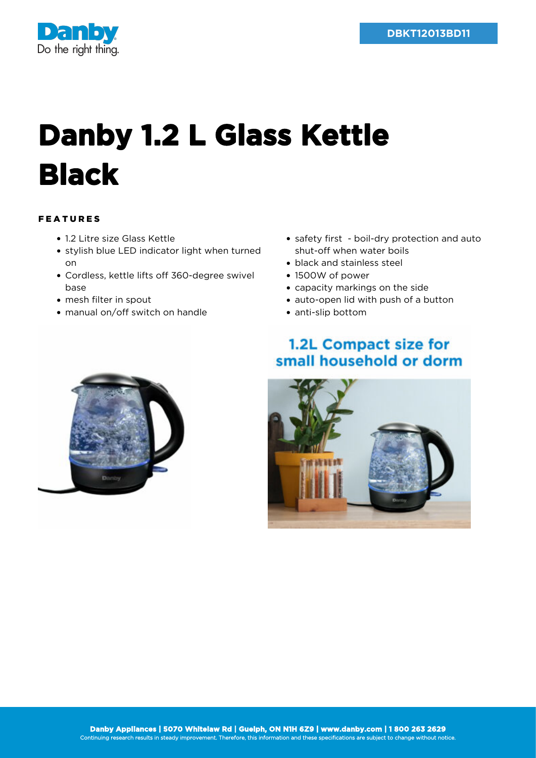DBKT12013BD11

# Danby 1.2 L Glass Kettle Black

## FEATURES

- 1.2 Litre size Glass Kettle
- stylish blue LED indicator light when turned on
- Cordless, kettle lifts off 360-degree swivel base
- mesh filter in spout
- manual on/off switch on handle
- safety first - boil-dry protection and auto shut-off when water boils
- black and stainless steel
- 1500W of power
- capacity markings on the side
- auto-open lid with push of a button
- anti-slip bottom

1.2L Compact size for small household or dorm

**Danby Appliances | 5070 Whitelaw Rd | Guelph, ON N1H 6Z9 | www.danby.com | 1 800 263 2629**
Continuing research results in steady improvement. Therefore, this information and these specifications are subject to change without notice.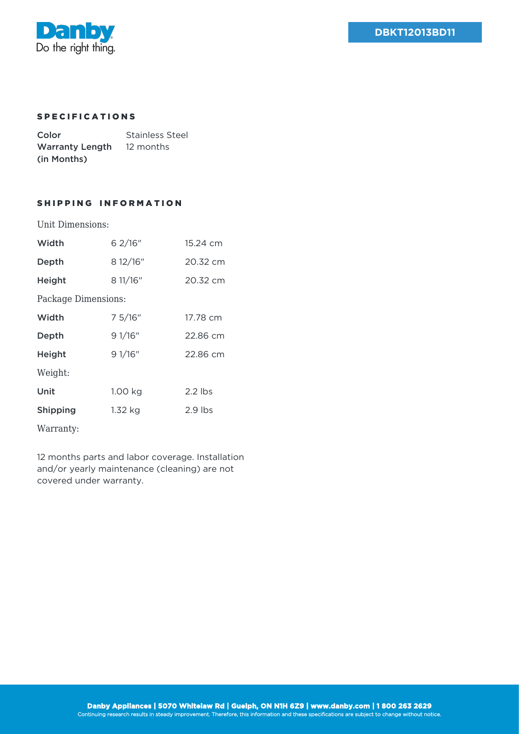## SPECIFICATIONS

| | |
|---|---|
| **Color** | Stainless Steel |
| **Warranty Length (in Months)** | 12 months |

## SHIPPING INFORMATION

Unit Dimensions:

| | | |
|---|---|---|
| **Width** | 6 2/16" | 15.24 cm |
| **Depth** | 8 12/16" | 20.32 cm |
| **Height** | 8 11/16" | 20.32 cm |

Package Dimensions:

| | | |
|---|---|---|
| **Width** | 7 5/16" | 17.78 cm |
| **Depth** | 9 1/16" | 22.86 cm |
| **Height** | 9 1/16" | 22.86 cm |

Weight:

| | | |
|---|---|---|
| **Unit** | 1.00 kg | 2.2 lbs |
| **Shipping** | 1.32 kg | 2.9 lbs |

Warranty:

12 months parts and labor coverage. Installation and/or yearly maintenance (cleaning) are not covered under warranty.

**Danby Appliances | 5070 Whitelaw Rd | Guelph, ON N1H 6Z9 | www.danby.com | 1 800 263 2629**
Continuing research results in steady improvement. Therefore, this information and these specifications are subject to change without notice.